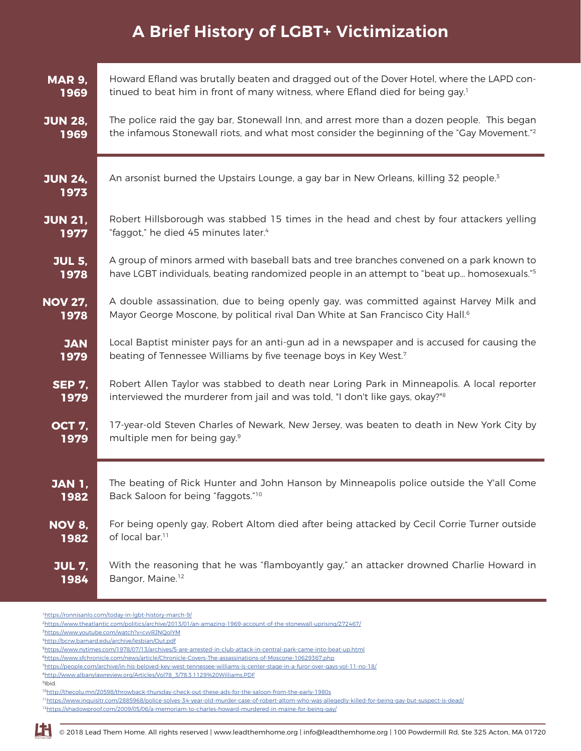# A Brief History of LGBT+ Victimization

| Date | Event |
| --- | --- |
| **MAR 9, 1969** | Howard Efland was brutally beaten and dragged out of the Dover Hotel, where the LAPD continued to beat him in front of many witness, where Efland died for being gay.[1] |
| **JUN 28, 1969** | The police raid the gay bar, Stonewall Inn, and arrest more than a dozen people. This began the infamous Stonewall riots, and what most consider the beginning of the "Gay Movement."[2] |
| **JUN 24, 1973** | An arsonist burned the Upstairs Lounge, a gay bar in New Orleans, killing 32 people.[3] |
| **JUN 21, 1977** | Robert Hillsborough was stabbed 15 times in the head and chest by four attackers yelling "faggot," he died 45 minutes later.[4] |
| **JUL 5, 1978** | A group of minors armed with baseball bats and tree branches convened on a park known to have LGBT individuals, beating randomized people in an attempt to "beat up... homosexuals."[5] |
| **NOV 27, 1978** | A double assassination, due to being openly gay, was committed against Harvey Milk and Mayor George Moscone, by political rival Dan White at San Francisco City Hall.[6] |
| **JAN 1979** | Local Baptist minister pays for an anti-gun ad in a newspaper and is accused for causing the beating of Tennessee Williams by five teenage boys in Key West.[7] |
| **SEP 7, 1979** | Robert Allen Taylor was stabbed to death near Loring Park in Minneapolis. A local reporter interviewed the murderer from jail and was told, "I don't like gays, okay?"[8] |
| **OCT 7, 1979** | 17-year-old Steven Charles of Newark, New Jersey, was beaten to death in New York City by multiple men for being gay.[9] |
| **JAN 1, 1982** | The beating of Rick Hunter and John Hanson by Minneapolis police outside the Y'all Come Back Saloon for being "faggots."[10] |
| **NOV 8, 1982** | For being openly gay, Robert Altom died after being attacked by Cecil Corrie Turner outside of local bar.[11] |
| **JUL 7, 1984** | With the reasoning that he was "flamboyantly gay," an attacker drowned Charlie Howard in Bangor, Maine.[12] |

[1] https://ronnisanlo.com/today-in-lgbt-history-march-9/
[2] https://www.theatlantic.com/politics/archive/2013/01/an-amazing-1969-account-of-the-stonewall-uprising/272467/
[3] https://www.youtube.com/watch?v=cwRJNQolYM
[4] http://bcrw.barnard.edu/archive/lesbian/Out.pdf
[5] https://www.nytimes.com/1978/07/13/archives/5-are-arrested-in-club-attack-in-central-park-came-into-beat-up.html
[6] https://www.sfchronicle.com/news/article/Chronicle-Covers-The-assassinations-of-Moscone-10629367.php
[7] https://people.com/archive/in-his-beloved-key-west-tennessee-williams-is-center-stage-in-a-furor-over-gays-vol-11-no-18/
[8] http://www.albanylawreview.org/Articles/Vol78_3/78.3.1129%20Williams.PDF
[9] Ibid.
[10] http://thecolu.mn/20598/throwback-thursday-check-out-these-ads-for-the-saloon-from-the-early-1980s
[11] https://www.inquisitr.com/2885968/police-solves-34-year-old-murder-case-of-robert-altom-who-was-allegedly-killed-for-being-gay-but-suspect-is-dead/
[12] https://shadowproof.com/2009/05/06/a-memoriam-to-charles-howard-murdered-in-maine-for-being-gay/

© 2018 Lead Them Home. All rights reserved | www.leadthemhome.org | info@leadthemhome.org | 100 Powdermill Rd, Ste 325 Acton, MA 01720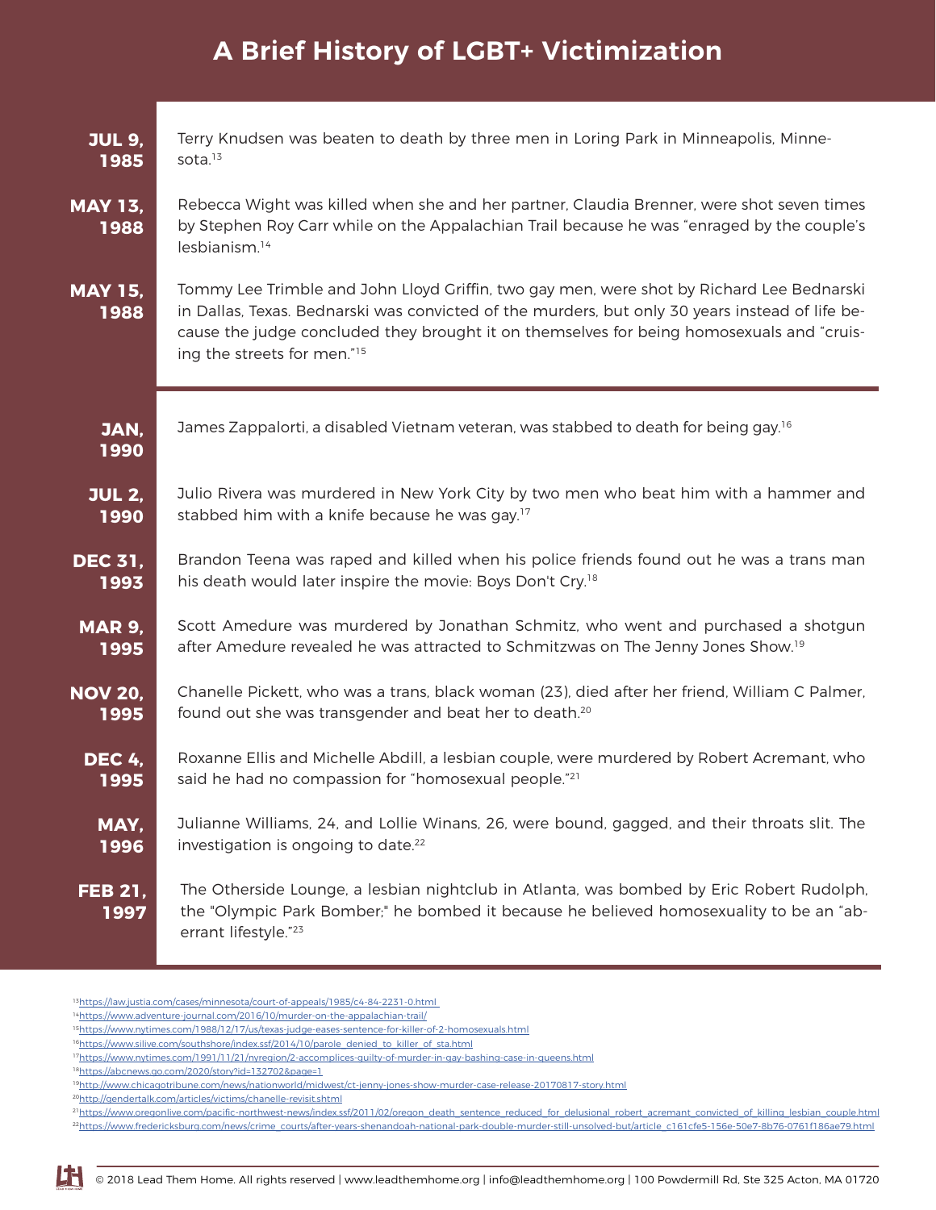# A Brief History of LGBT+ Victimization

**JUL 9, 1985**
Terry Knudsen was beaten to death by three men in Loring Park in Minneapolis, Minnesota.[13]

**MAY 13, 1988**
Rebecca Wight was killed when she and her partner, Claudia Brenner, were shot seven times by Stephen Roy Carr while on the Appalachian Trail because he was "enraged by the couple's lesbianism.[14]

**MAY 15, 1988**
Tommy Lee Trimble and John Lloyd Griffin, two gay men, were shot by Richard Lee Bednarski in Dallas, Texas. Bednarski was convicted of the murders, but only 30 years instead of life because the judge concluded they brought it on themselves for being homosexuals and "cruising the streets for men."[15]

---

**JAN, 1990**
James Zappalorti, a disabled Vietnam veteran, was stabbed to death for being gay.[16]

**JUL 2, 1990**
Julio Rivera was murdered in New York City by two men who beat him with a hammer and stabbed him with a knife because he was gay.[17]

**DEC 31, 1993**
Brandon Teena was raped and killed when his police friends found out he was a trans man his death would later inspire the movie: Boys Don't Cry.[18]

**MAR 9, 1995**
Scott Amedure was murdered by Jonathan Schmitz, who went and purchased a shotgun after Amedure revealed he was attracted to Schmitzwas on The Jenny Jones Show.[19]

**NOV 20, 1995**
Chanelle Pickett, who was a trans, black woman (23), died after her friend, William C Palmer, found out she was transgender and beat her to death.[20]

**DEC 4, 1995**
Roxanne Ellis and Michelle Abdill, a lesbian couple, were murdered by Robert Acremant, who said he had no compassion for "homosexual people."[21]

**MAY, 1996**
Julianne Williams, 24, and Lollie Winans, 26, were bound, gagged, and their throats slit. The investigation is ongoing to date.[22]

**FEB 21, 1997**
The Otherside Lounge, a lesbian nightclub in Atlanta, was bombed by Eric Robert Rudolph, the "Olympic Park Bomber;" he bombed it because he believed homosexuality to be an "aberrant lifestyle."[23]

---

[13] https://law.justia.com/cases/minnesota/court-of-appeals/1985/c4-84-2231-0.html
[14] https://www.adventure-journal.com/2016/10/murder-on-the-appalachian-trail/
[15] https://www.nytimes.com/1988/12/17/us/texas-judge-eases-sentence-for-killer-of-2-homosexuals.html
[16] https://www.silive.com/southshore/index.ssf/2014/10/parole_denied_to_killer_of_sta.html
[17] https://www.nytimes.com/1991/11/21/nyregion/2-accomplices-guilty-of-murder-in-gay-bashing-case-in-queens.html
[18] https://abcnews.go.com/2020/story?id=132702&page=1
[19] http://www.chicagotribune.com/news/nationworld/midwest/ct-jenny-jones-show-murder-case-release-20170817-story.html
[20] http://gendertalk.com/articles/victims/chanelle-revisit.shtml
[21] https://www.oregonlive.com/pacific-northwest-news/index.ssf/2011/02/oregon_death_sentence_reduced_for_delusional_robert_acremant_convicted_of_killing_lesbian_couple.html
[22] https://www.fredericksburg.com/news/crime_courts/after-years-shenandoah-national-park-double-murder-still-unsolved-but/article_c161cfe5-156e-50e7-8b76-0761f186ae79.html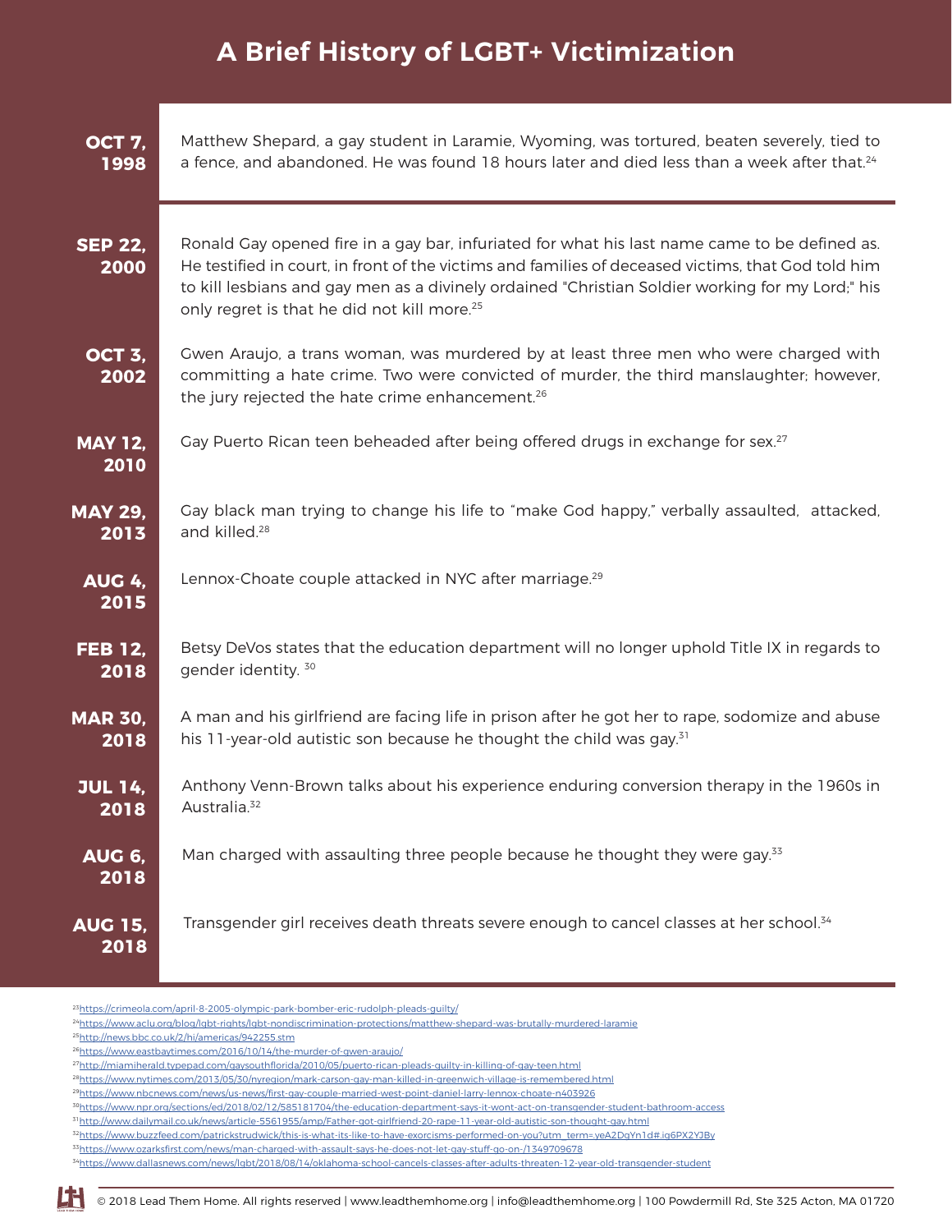# A Brief History of LGBT+ Victimization

**OCT 7, 1998**
Matthew Shepard, a gay student in Laramie, Wyoming, was tortured, beaten severely, tied to a fence, and abandoned. He was found 18 hours later and died less than a week after that.[24]

**SEP 22, 2000**
Ronald Gay opened fire in a gay bar, infuriated for what his last name came to be defined as. He testified in court, in front of the victims and families of deceased victims, that God told him to kill lesbians and gay men as a divinely ordained "Christian Soldier working for my Lord;" his only regret is that he did not kill more.[25]

**OCT 3, 2002**
Gwen Araujo, a trans woman, was murdered by at least three men who were charged with committing a hate crime. Two were convicted of murder, the third manslaughter; however, the jury rejected the hate crime enhancement.[26]

**MAY 12, 2010**
Gay Puerto Rican teen beheaded after being offered drugs in exchange for sex.[27]

**MAY 29, 2013**
Gay black man trying to change his life to "make God happy," verbally assaulted, attacked, and killed.[28]

**AUG 4, 2015**
Lennox-Choate couple attacked in NYC after marriage.[29]

**FEB 12, 2018**
Betsy DeVos states that the education department will no longer uphold Title IX in regards to gender identity.[30]

**MAR 30, 2018**
A man and his girlfriend are facing life in prison after he got her to rape, sodomize and abuse his 11-year-old autistic son because he thought the child was gay.[31]

**JUL 14, 2018**
Anthony Venn-Brown talks about his experience enduring conversion therapy in the 1960s in Australia.[32]

**AUG 6, 2018**
Man charged with assaulting three people because he thought they were gay.[33]

**AUG 15, 2018**
Transgender girl receives death threats severe enough to cancel classes at her school.[34]

[23] https://crimeola.com/april-8-2005-olympic-park-bomber-eric-rudolph-pleads-guilty/
[24] https://www.aclu.org/blog/lgbt-rights/lgbt-nondiscrimination-protections/matthew-shepard-was-brutally-murdered-laramie
[25] http://news.bbc.co.uk/2/hi/americas/942255.stm
[26] https://www.eastbaytimes.com/2016/10/14/the-murder-of-gwen-araujo/
[27] http://miamiherald.typepad.com/gaysouthflorida/2010/05/puerto-rican-pleads-guilty-in-killing-of-gay-teen.html
[28] https://www.nytimes.com/2013/05/30/nyregion/mark-carson-gay-man-killed-in-greenwich-village-is-remembered.html
[29] https://www.nbcnews.com/news/us-news/first-gay-couple-married-west-point-daniel-larry-lennox-choate-n403926
[30] https://www.npr.org/sections/ed/2018/02/12/585181704/the-education-department-says-it-wont-act-on-transgender-student-bathroom-access
[31] http://www.dailymail.co.uk/news/article-5561955/amp/Father-got-girlfriend-20-rape-11-year-old-autistic-son-thought-gay.html
[32] https://www.buzzfeed.com/patrickstrudwick/this-is-what-its-like-to-have-exorcisms-performed-on-you?utm_term=.yeA2DgYn1d#.ig6PX2YJBy
[33] https://www.ozarksfirst.com/news/man-charged-with-assault-says-he-does-not-let-gay-stuff-go-on-/1349709678
[34] https://www.dallasnews.com/news/lgbt/2018/08/14/oklahoma-school-cancels-classes-after-adults-threaten-12-year-old-transgender-student

© 2018 Lead Them Home. All rights reserved | www.leadthemhome.org | info@leadthemhome.org | 100 Powdermill Rd, Ste 325 Acton, MA 01720